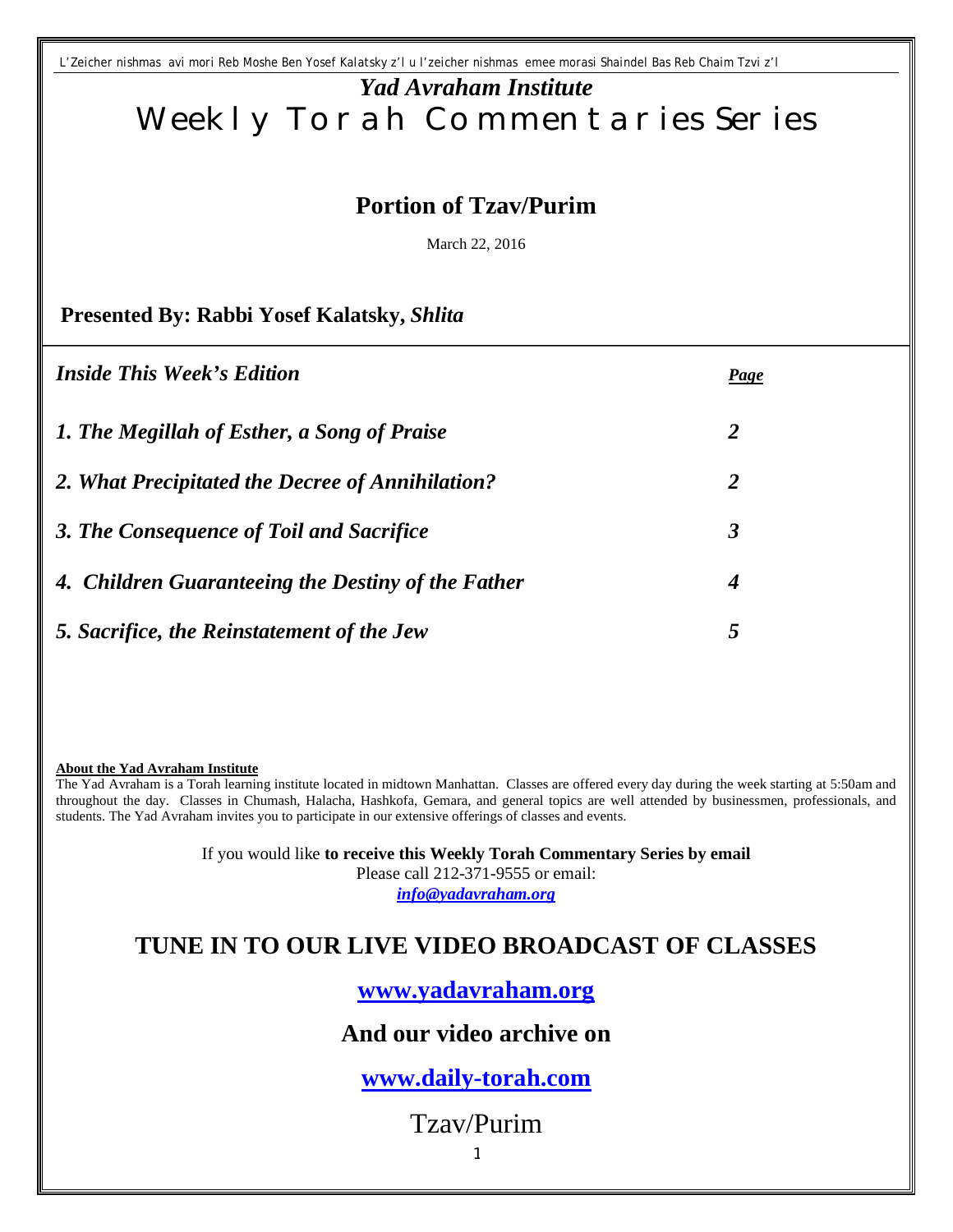L'Zeicher nishmas avi mori Reb Moshe Ben Yosef Kalatsky z'l u l'zeicher nishmas emee morasi Shaindel Bas Reb Chaim Tzvi z'l

# *Yad Avraham Institute*
# Weekly Torah Commentaries Series

## Portion of Tzav/Purim

March 22, 2016

**Presented By: Rabbi Yosef Kalatsky, *Shlita***

| ***Inside This Week's Edition*** | ***Page*** |
|---|---|
| ***1. The Megillah of Esther, a Song of Praise*** | ***2*** |
| ***2. What Precipitated the Decree of Annihilation?*** | ***2*** |
| ***3. The Consequence of Toil and Sacrifice*** | ***3*** |
| ***4. Children Guaranteeing the Destiny of the Father*** | ***4*** |
| ***5. Sacrifice, the Reinstatement of the Jew*** | ***5*** |

**About the Yad Avraham Institute**

The Yad Avraham is a Torah learning institute located in midtown Manhattan. Classes are offered every day during the week starting at 5:50am and throughout the day. Classes in Chumash, Halacha, Hashkofa, Gemara, and general topics are well attended by businessmen, professionals, and students. The Yad Avraham invites you to participate in our extensive offerings of classes and events.

If you would like **to receive this Weekly Torah Commentary Series by email**
Please call 212-371-9555 or email:
***info@yadavraham.org***

## TUNE IN TO OUR LIVE VIDEO BROADCAST OF CLASSES

**www.yadavraham.org**

**And our video archive on**

**www.daily-torah.com**

Tzav/Purim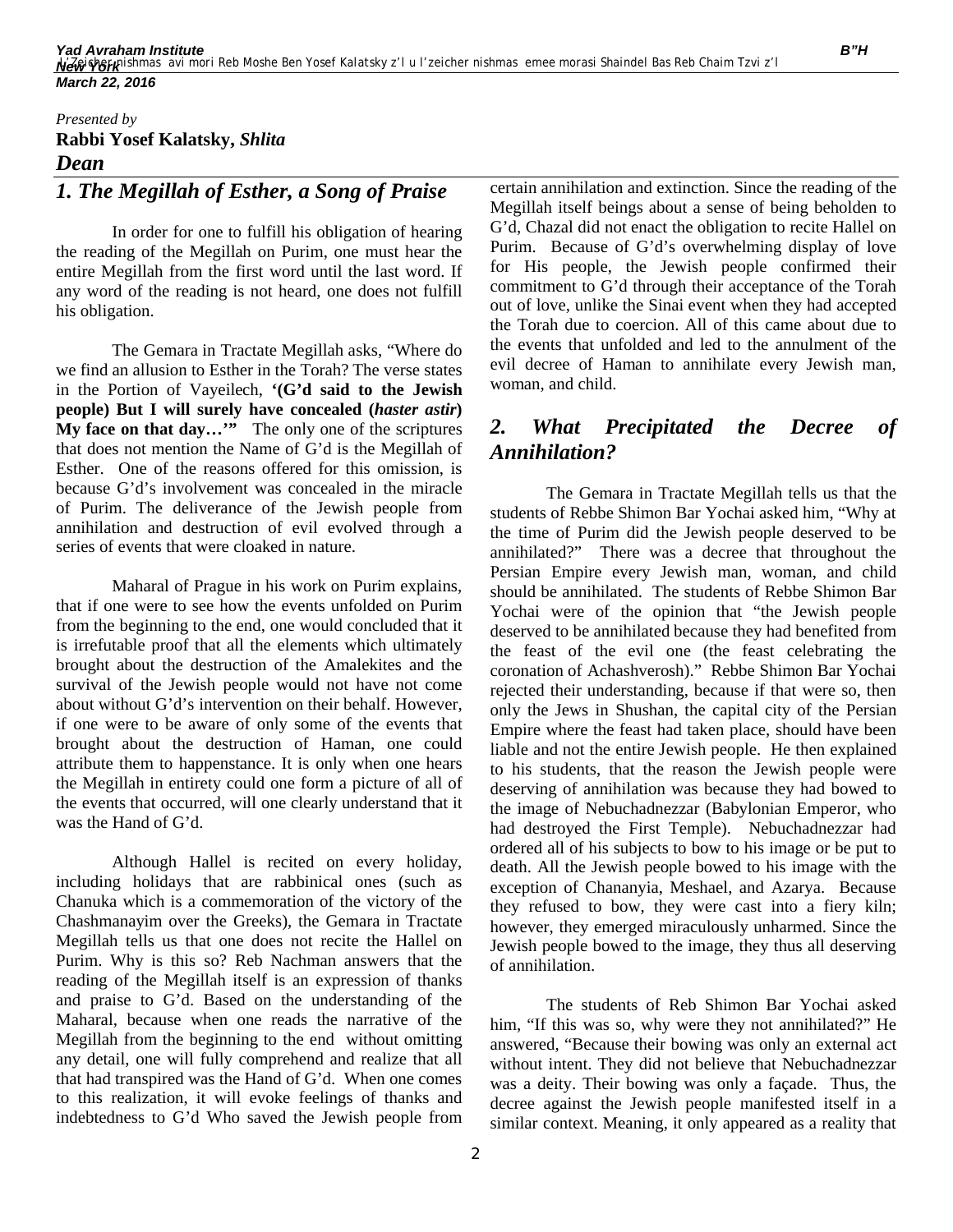*Presented by*
**Rabbi Yosef Kalatsky,** ***Shlita***
***Dean***

## *1. The Megillah of Esther, a Song of Praise*

In order for one to fulfill his obligation of hearing the reading of the Megillah on Purim, one must hear the entire Megillah from the first word until the last word. If any word of the reading is not heard, one does not fulfill his obligation.

The Gemara in Tractate Megillah asks, "Where do we find an allusion to Esther in the Torah? The verse states in the Portion of Vayeilech, **'(G'd said to the Jewish people) But I will surely have concealed (*haster astir*) My face on that day…'"** The only one of the scriptures that does not mention the Name of G'd is the Megillah of Esther. One of the reasons offered for this omission, is because G'd's involvement was concealed in the miracle of Purim. The deliverance of the Jewish people from annihilation and destruction of evil evolved through a series of events that were cloaked in nature.

Maharal of Prague in his work on Purim explains, that if one were to see how the events unfolded on Purim from the beginning to the end, one would concluded that it is irrefutable proof that all the elements which ultimately brought about the destruction of the Amalekites and the survival of the Jewish people would not have not come about without G'd's intervention on their behalf. However, if one were to be aware of only some of the events that brought about the destruction of Haman, one could attribute them to happenstance. It is only when one hears the Megillah in entirety could one form a picture of all of the events that occurred, will one clearly understand that it was the Hand of G'd.

Although Hallel is recited on every holiday, including holidays that are rabbinical ones (such as Chanuka which is a commemoration of the victory of the Chashmanayim over the Greeks), the Gemara in Tractate Megillah tells us that one does not recite the Hallel on Purim. Why is this so? Reb Nachman answers that the reading of the Megillah itself is an expression of thanks and praise to G'd. Based on the understanding of the Maharal, because when one reads the narrative of the Megillah from the beginning to the end without omitting any detail, one will fully comprehend and realize that all that had transpired was the Hand of G'd. When one comes to this realization, it will evoke feelings of thanks and indebtedness to G'd Who saved the Jewish people from certain annihilation and extinction. Since the reading of the Megillah itself beings about a sense of being beholden to G'd, Chazal did not enact the obligation to recite Hallel on Purim. Because of G'd's overwhelming display of love for His people, the Jewish people confirmed their commitment to G'd through their acceptance of the Torah out of love, unlike the Sinai event when they had accepted the Torah due to coercion. All of this came about due to the events that unfolded and led to the annulment of the evil decree of Haman to annihilate every Jewish man, woman, and child.

## *2. What Precipitated the Decree of Annihilation?*

The Gemara in Tractate Megillah tells us that the students of Rebbe Shimon Bar Yochai asked him, "Why at the time of Purim did the Jewish people deserved to be annihilated?" There was a decree that throughout the Persian Empire every Jewish man, woman, and child should be annihilated. The students of Rebbe Shimon Bar Yochai were of the opinion that "the Jewish people deserved to be annihilated because they had benefited from the feast of the evil one (the feast celebrating the coronation of Achashverosh)." Rebbe Shimon Bar Yochai rejected their understanding, because if that were so, then only the Jews in Shushan, the capital city of the Persian Empire where the feast had taken place, should have been liable and not the entire Jewish people. He then explained to his students, that the reason the Jewish people were deserving of annihilation was because they had bowed to the image of Nebuchadnezzar (Babylonian Emperor, who had destroyed the First Temple). Nebuchadnezzar had ordered all of his subjects to bow to his image or be put to death. All the Jewish people bowed to his image with the exception of Chananyia, Meshael, and Azarya. Because they refused to bow, they were cast into a fiery kiln; however, they emerged miraculously unharmed. Since the Jewish people bowed to the image, they thus all deserving of annihilation.

The students of Reb Shimon Bar Yochai asked him, "If this was so, why were they not annihilated?" He answered, "Because their bowing was only an external act without intent. They did not believe that Nebuchadnezzar was a deity. Their bowing was only a façade. Thus, the decree against the Jewish people manifested itself in a similar context. Meaning, it only appeared as a reality that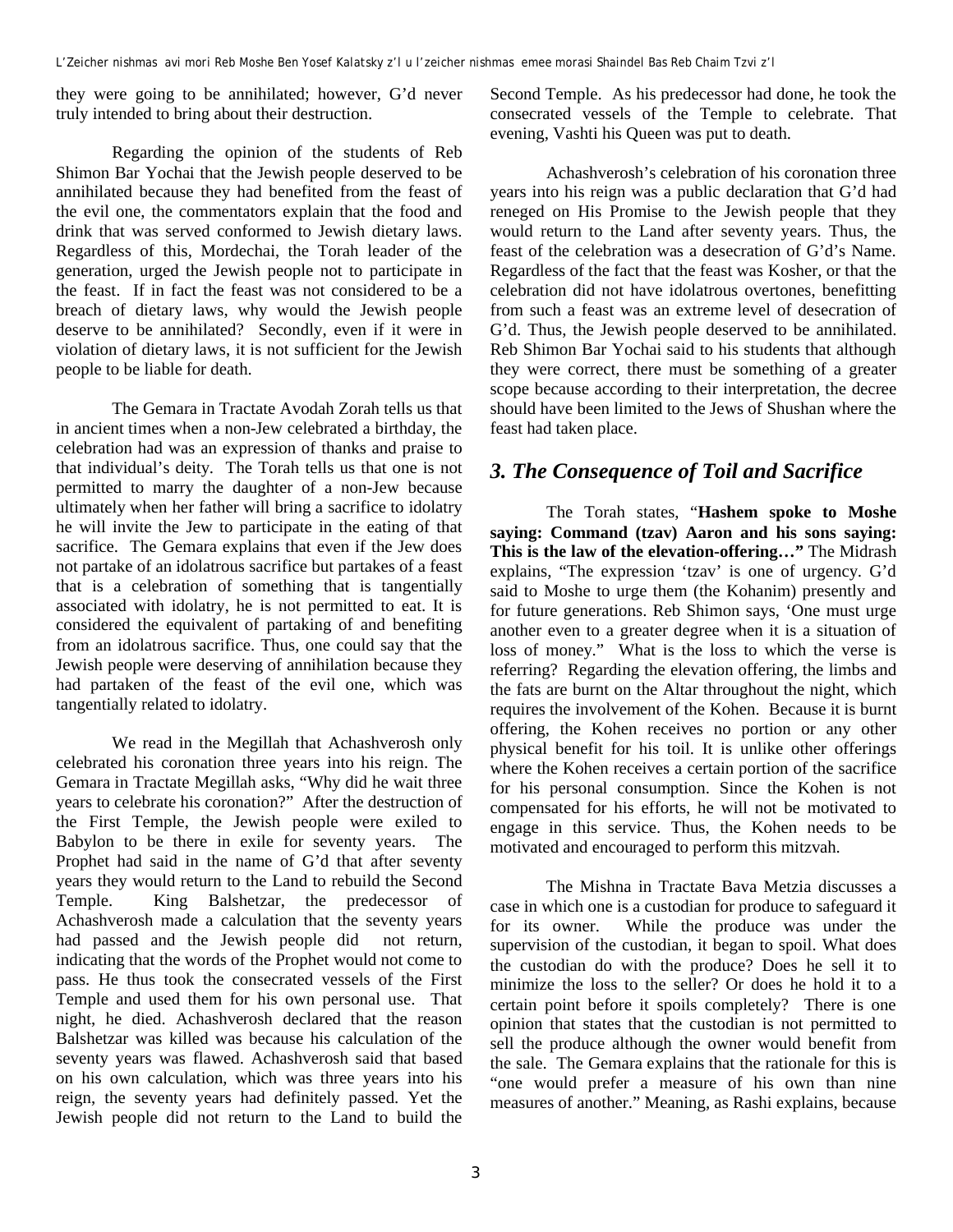they were going to be annihilated; however, G'd never truly intended to bring about their destruction.

Regarding the opinion of the students of Reb Shimon Bar Yochai that the Jewish people deserved to be annihilated because they had benefited from the feast of the evil one, the commentators explain that the food and drink that was served conformed to Jewish dietary laws. Regardless of this, Mordechai, the Torah leader of the generation, urged the Jewish people not to participate in the feast. If in fact the feast was not considered to be a breach of dietary laws, why would the Jewish people deserve to be annihilated? Secondly, even if it were in violation of dietary laws, it is not sufficient for the Jewish people to be liable for death.

The Gemara in Tractate Avodah Zorah tells us that in ancient times when a non-Jew celebrated a birthday, the celebration had was an expression of thanks and praise to that individual's deity. The Torah tells us that one is not permitted to marry the daughter of a non-Jew because ultimately when her father will bring a sacrifice to idolatry he will invite the Jew to participate in the eating of that sacrifice. The Gemara explains that even if the Jew does not partake of an idolatrous sacrifice but partakes of a feast that is a celebration of something that is tangentially associated with idolatry, he is not permitted to eat. It is considered the equivalent of partaking of and benefiting from an idolatrous sacrifice. Thus, one could say that the Jewish people were deserving of annihilation because they had partaken of the feast of the evil one, which was tangentially related to idolatry.

We read in the Megillah that Achashverosh only celebrated his coronation three years into his reign. The Gemara in Tractate Megillah asks, "Why did he wait three years to celebrate his coronation?" After the destruction of the First Temple, the Jewish people were exiled to Babylon to be there in exile for seventy years. The Prophet had said in the name of G'd that after seventy years they would return to the Land to rebuild the Second Temple. King Balshetzar, the predecessor of Achashverosh made a calculation that the seventy years had passed and the Jewish people did not return, indicating that the words of the Prophet would not come to pass. He thus took the consecrated vessels of the First Temple and used them for his own personal use. That night, he died. Achashverosh declared that the reason Balshetzar was killed was because his calculation of the seventy years was flawed. Achashverosh said that based on his own calculation, which was three years into his reign, the seventy years had definitely passed. Yet the Jewish people did not return to the Land to build the Second Temple. As his predecessor had done, he took the consecrated vessels of the Temple to celebrate. That evening, Vashti his Queen was put to death.

Achashverosh's celebration of his coronation three years into his reign was a public declaration that G'd had reneged on His Promise to the Jewish people that they would return to the Land after seventy years. Thus, the feast of the celebration was a desecration of G'd's Name. Regardless of the fact that the feast was Kosher, or that the celebration did not have idolatrous overtones, benefitting from such a feast was an extreme level of desecration of G'd. Thus, the Jewish people deserved to be annihilated. Reb Shimon Bar Yochai said to his students that although they were correct, there must be something of a greater scope because according to their interpretation, the decree should have been limited to the Jews of Shushan where the feast had taken place.

## *3. The Consequence of Toil and Sacrifice*

The Torah states, "**Hashem spoke to Moshe saying: Command (tzav) Aaron and his sons saying: This is the law of the elevation-offering…"** The Midrash explains, "The expression 'tzav' is one of urgency. G'd said to Moshe to urge them (the Kohanim) presently and for future generations. Reb Shimon says, 'One must urge another even to a greater degree when it is a situation of loss of money." What is the loss to which the verse is referring? Regarding the elevation offering, the limbs and the fats are burnt on the Altar throughout the night, which requires the involvement of the Kohen. Because it is burnt offering, the Kohen receives no portion or any other physical benefit for his toil. It is unlike other offerings where the Kohen receives a certain portion of the sacrifice for his personal consumption. Since the Kohen is not compensated for his efforts, he will not be motivated to engage in this service. Thus, the Kohen needs to be motivated and encouraged to perform this mitzvah.

The Mishna in Tractate Bava Metzia discusses a case in which one is a custodian for produce to safeguard it for its owner. While the produce was under the supervision of the custodian, it began to spoil. What does the custodian do with the produce? Does he sell it to minimize the loss to the seller? Or does he hold it to a certain point before it spoils completely? There is one opinion that states that the custodian is not permitted to sell the produce although the owner would benefit from the sale. The Gemara explains that the rationale for this is "one would prefer a measure of his own than nine measures of another." Meaning, as Rashi explains, because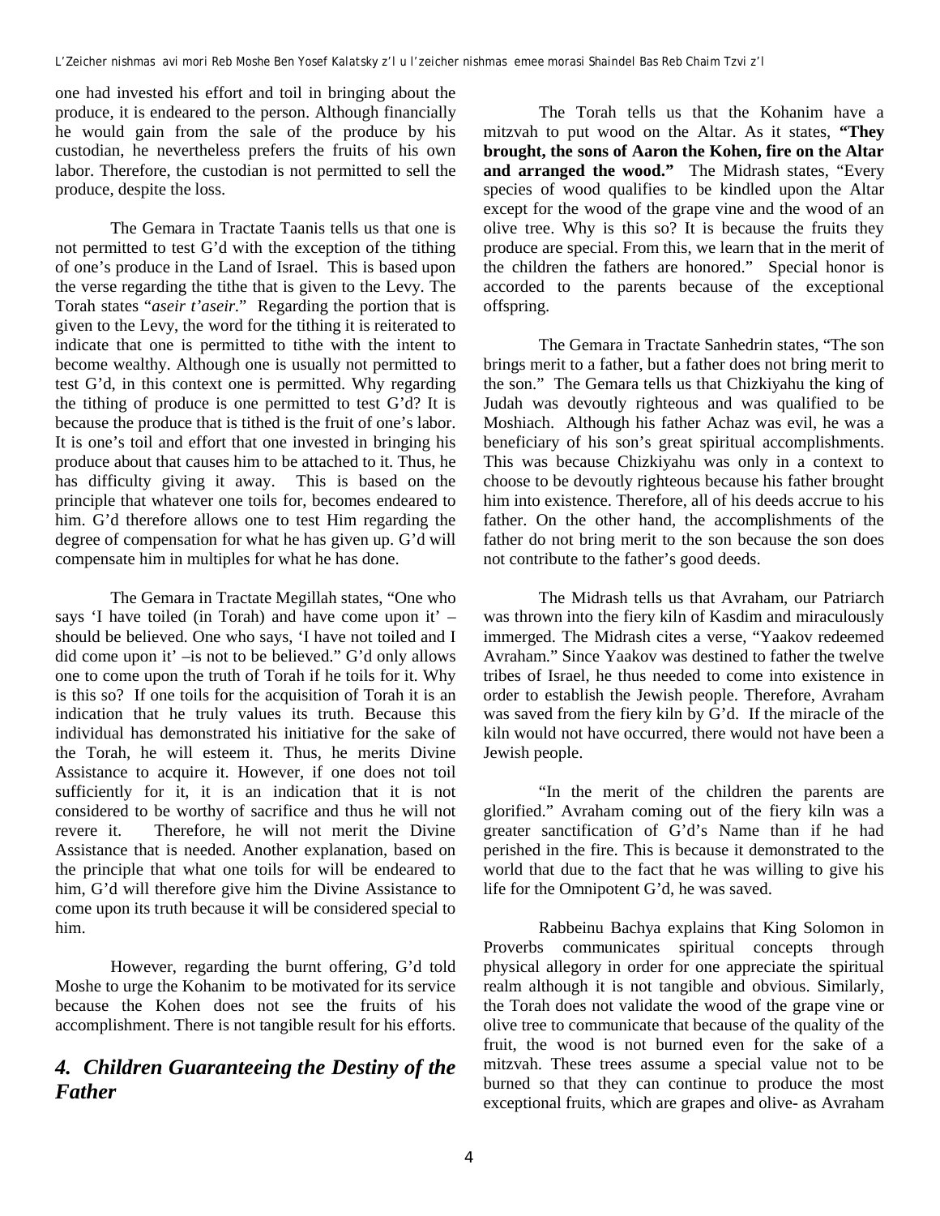one had invested his effort and toil in bringing about the produce, it is endeared to the person. Although financially he would gain from the sale of the produce by his custodian, he nevertheless prefers the fruits of his own labor. Therefore, the custodian is not permitted to sell the produce, despite the loss.

The Gemara in Tractate Taanis tells us that one is not permitted to test G'd with the exception of the tithing of one's produce in the Land of Israel. This is based upon the verse regarding the tithe that is given to the Levy. The Torah states "*aseir t'aseir.*" Regarding the portion that is given to the Levy, the word for the tithing it is reiterated to indicate that one is permitted to tithe with the intent to become wealthy. Although one is usually not permitted to test G'd, in this context one is permitted. Why regarding the tithing of produce is one permitted to test G'd? It is because the produce that is tithed is the fruit of one's labor. It is one's toil and effort that one invested in bringing his produce about that causes him to be attached to it. Thus, he has difficulty giving it away. This is based on the principle that whatever one toils for, becomes endeared to him. G'd therefore allows one to test Him regarding the degree of compensation for what he has given up. G'd will compensate him in multiples for what he has done.

The Gemara in Tractate Megillah states, "One who says 'I have toiled (in Torah) and have come upon it' – should be believed. One who says, 'I have not toiled and I did come upon it' –is not to be believed." G'd only allows one to come upon the truth of Torah if he toils for it. Why is this so? If one toils for the acquisition of Torah it is an indication that he truly values its truth. Because this individual has demonstrated his initiative for the sake of the Torah, he will esteem it. Thus, he merits Divine Assistance to acquire it. However, if one does not toil sufficiently for it, it is an indication that it is not considered to be worthy of sacrifice and thus he will not revere it. Therefore, he will not merit the Divine Assistance that is needed. Another explanation, based on the principle that what one toils for will be endeared to him, G'd will therefore give him the Divine Assistance to come upon its truth because it will be considered special to him.

However, regarding the burnt offering, G'd told Moshe to urge the Kohanim to be motivated for its service because the Kohen does not see the fruits of his accomplishment. There is not tangible result for his efforts.

## *4. Children Guaranteeing the Destiny of the Father*

The Torah tells us that the Kohanim have a mitzvah to put wood on the Altar. As it states, **"They brought, the sons of Aaron the Kohen, fire on the Altar and arranged the wood."** The Midrash states, "Every species of wood qualifies to be kindled upon the Altar except for the wood of the grape vine and the wood of an olive tree. Why is this so? It is because the fruits they produce are special. From this, we learn that in the merit of the children the fathers are honored." Special honor is accorded to the parents because of the exceptional offspring.

The Gemara in Tractate Sanhedrin states, "The son brings merit to a father, but a father does not bring merit to the son." The Gemara tells us that Chizkiyahu the king of Judah was devoutly righteous and was qualified to be Moshiach. Although his father Achaz was evil, he was a beneficiary of his son's great spiritual accomplishments. This was because Chizkiyahu was only in a context to choose to be devoutly righteous because his father brought him into existence. Therefore, all of his deeds accrue to his father. On the other hand, the accomplishments of the father do not bring merit to the son because the son does not contribute to the father's good deeds.

The Midrash tells us that Avraham, our Patriarch was thrown into the fiery kiln of Kasdim and miraculously immerged. The Midrash cites a verse, "Yaakov redeemed Avraham." Since Yaakov was destined to father the twelve tribes of Israel, he thus needed to come into existence in order to establish the Jewish people. Therefore, Avraham was saved from the fiery kiln by G'd. If the miracle of the kiln would not have occurred, there would not have been a Jewish people.

"In the merit of the children the parents are glorified." Avraham coming out of the fiery kiln was a greater sanctification of G'd's Name than if he had perished in the fire. This is because it demonstrated to the world that due to the fact that he was willing to give his life for the Omnipotent G'd, he was saved.

Rabbeinu Bachya explains that King Solomon in Proverbs communicates spiritual concepts through physical allegory in order for one appreciate the spiritual realm although it is not tangible and obvious. Similarly, the Torah does not validate the wood of the grape vine or olive tree to communicate that because of the quality of the fruit, the wood is not burned even for the sake of a mitzvah. These trees assume a special value not to be burned so that they can continue to produce the most exceptional fruits, which are grapes and olive- as Avraham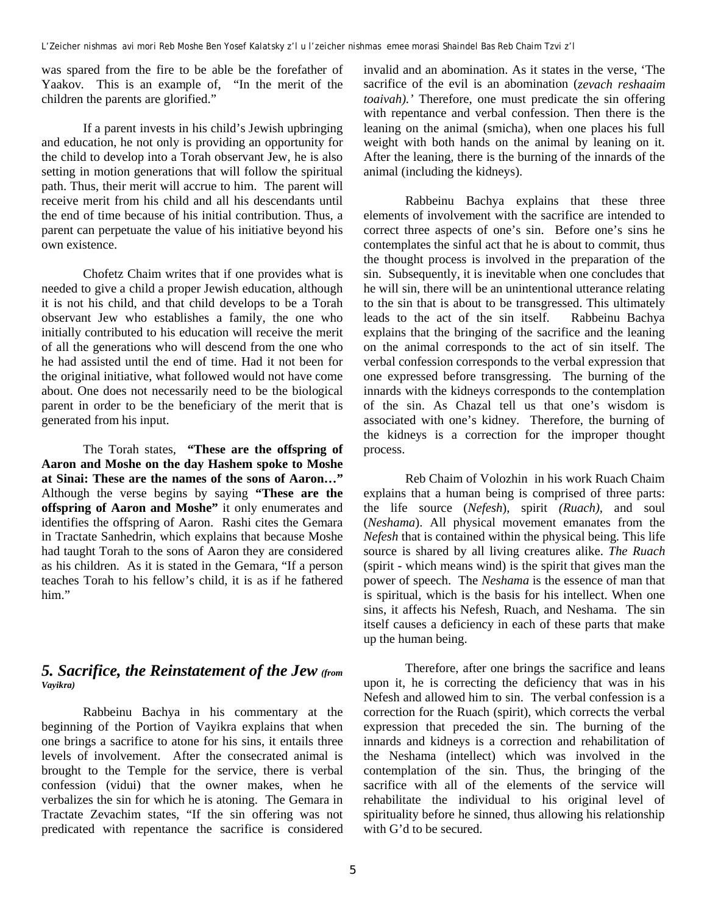was spared from the fire to be able be the forefather of Yaakov. This is an example of, "In the merit of the children the parents are glorified."

If a parent invests in his child's Jewish upbringing and education, he not only is providing an opportunity for the child to develop into a Torah observant Jew, he is also setting in motion generations that will follow the spiritual path. Thus, their merit will accrue to him. The parent will receive merit from his child and all his descendants until the end of time because of his initial contribution. Thus, a parent can perpetuate the value of his initiative beyond his own existence.

Chofetz Chaim writes that if one provides what is needed to give a child a proper Jewish education, although it is not his child, and that child develops to be a Torah observant Jew who establishes a family, the one who initially contributed to his education will receive the merit of all the generations who will descend from the one who he had assisted until the end of time. Had it not been for the original initiative, what followed would not have come about. One does not necessarily need to be the biological parent in order to be the beneficiary of the merit that is generated from his input.

The Torah states, **"These are the offspring of Aaron and Moshe on the day Hashem spoke to Moshe at Sinai: These are the names of the sons of Aaron…"** Although the verse begins by saying **"These are the offspring of Aaron and Moshe"** it only enumerates and identifies the offspring of Aaron. Rashi cites the Gemara in Tractate Sanhedrin, which explains that because Moshe had taught Torah to the sons of Aaron they are considered as his children. As it is stated in the Gemara, "If a person teaches Torah to his fellow's child, it is as if he fathered him."

## *5. Sacrifice, the Reinstatement of the Jew* *(from Vayikra)*

Rabbeinu Bachya in his commentary at the beginning of the Portion of Vayikra explains that when one brings a sacrifice to atone for his sins, it entails three levels of involvement. After the consecrated animal is brought to the Temple for the service, there is verbal confession (vidui) that the owner makes, when he verbalizes the sin for which he is atoning. The Gemara in Tractate Zevachim states, "If the sin offering was not predicated with repentance the sacrifice is considered invalid and an abomination. As it states in the verse, 'The sacrifice of the evil is an abomination (*zevach reshaaim toaivah).'* Therefore, one must predicate the sin offering with repentance and verbal confession. Then there is the leaning on the animal (smicha), when one places his full weight with both hands on the animal by leaning on it. After the leaning, there is the burning of the innards of the animal (including the kidneys).

Rabbeinu Bachya explains that these three elements of involvement with the sacrifice are intended to correct three aspects of one's sin. Before one's sins he contemplates the sinful act that he is about to commit, thus the thought process is involved in the preparation of the sin. Subsequently, it is inevitable when one concludes that he will sin, there will be an unintentional utterance relating to the sin that is about to be transgressed. This ultimately leads to the act of the sin itself. Rabbeinu Bachya explains that the bringing of the sacrifice and the leaning on the animal corresponds to the act of sin itself. The verbal confession corresponds to the verbal expression that one expressed before transgressing. The burning of the innards with the kidneys corresponds to the contemplation of the sin. As Chazal tell us that one's wisdom is associated with one's kidney. Therefore, the burning of the kidneys is a correction for the improper thought process.

Reb Chaim of Volozhin in his work Ruach Chaim explains that a human being is comprised of three parts: the life source (*Nefesh*), spirit *(Ruach)*, and soul (*Neshama*). All physical movement emanates from the *Nefesh* that is contained within the physical being. This life source is shared by all living creatures alike. *The Ruach* (spirit - which means wind) is the spirit that gives man the power of speech. The *Neshama* is the essence of man that is spiritual, which is the basis for his intellect. When one sins, it affects his Nefesh, Ruach, and Neshama. The sin itself causes a deficiency in each of these parts that make up the human being.

Therefore, after one brings the sacrifice and leans upon it, he is correcting the deficiency that was in his Nefesh and allowed him to sin. The verbal confession is a correction for the Ruach (spirit), which corrects the verbal expression that preceded the sin. The burning of the innards and kidneys is a correction and rehabilitation of the Neshama (intellect) which was involved in the contemplation of the sin. Thus, the bringing of the sacrifice with all of the elements of the service will rehabilitate the individual to his original level of spirituality before he sinned, thus allowing his relationship with G'd to be secured.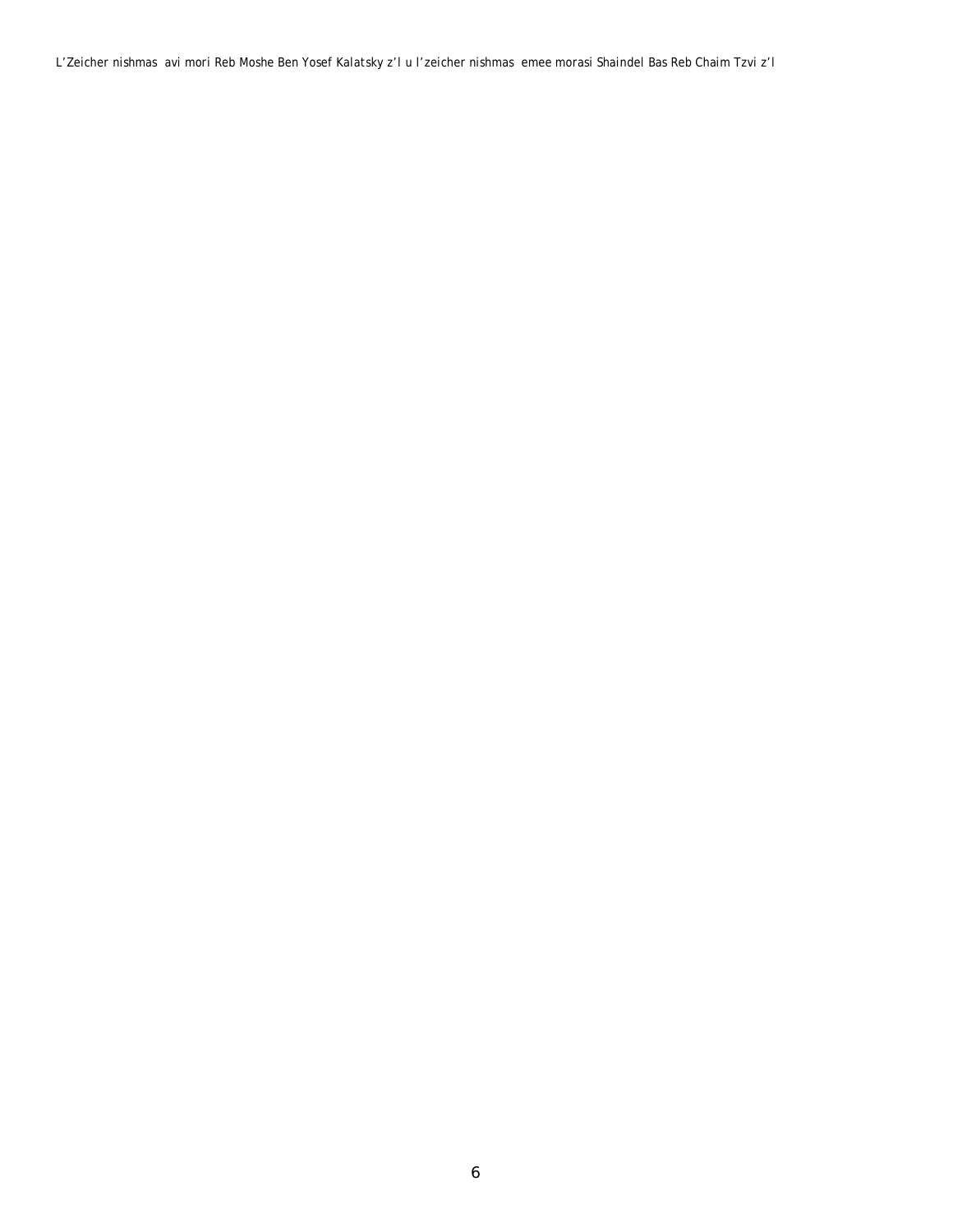L'Zeicher nishmas avi mori Reb Moshe Ben Yosef Kalatsky z'l u l'zeicher nishmas emee morasi Shaindel Bas Reb Chaim Tzvi z'l